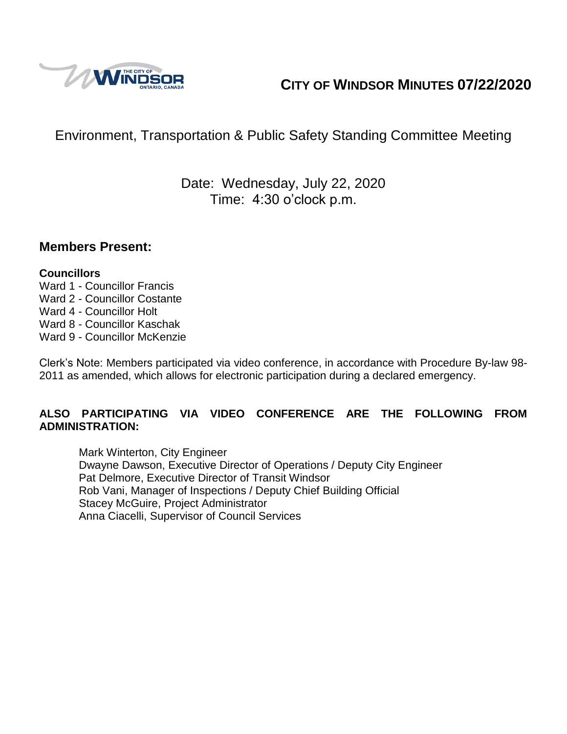# CITY OF WINDSOR MINUTES 07/22/2020

## Environment, Transportation & Public Safety Standing Committee Meeting

Date: Wednesday, July 22, 2020
Time: 4:30 o'clock p.m.

## Members Present:

**Councillors**

Ward 1 - Councillor Francis
Ward 2 - Councillor Costante
Ward 4 - Councillor Holt
Ward 8 - Councillor Kaschak
Ward 9 - Councillor McKenzie

Clerk's Note: Members participated via video conference, in accordance with Procedure By-law 98-2011 as amended, which allows for electronic participation during a declared emergency.

**ALSO PARTICIPATING VIA VIDEO CONFERENCE ARE THE FOLLOWING FROM ADMINISTRATION:**

Mark Winterton, City Engineer
Dwayne Dawson, Executive Director of Operations / Deputy City Engineer
Pat Delmore, Executive Director of Transit Windsor
Rob Vani, Manager of Inspections / Deputy Chief Building Official
Stacey McGuire, Project Administrator
Anna Ciacelli, Supervisor of Council Services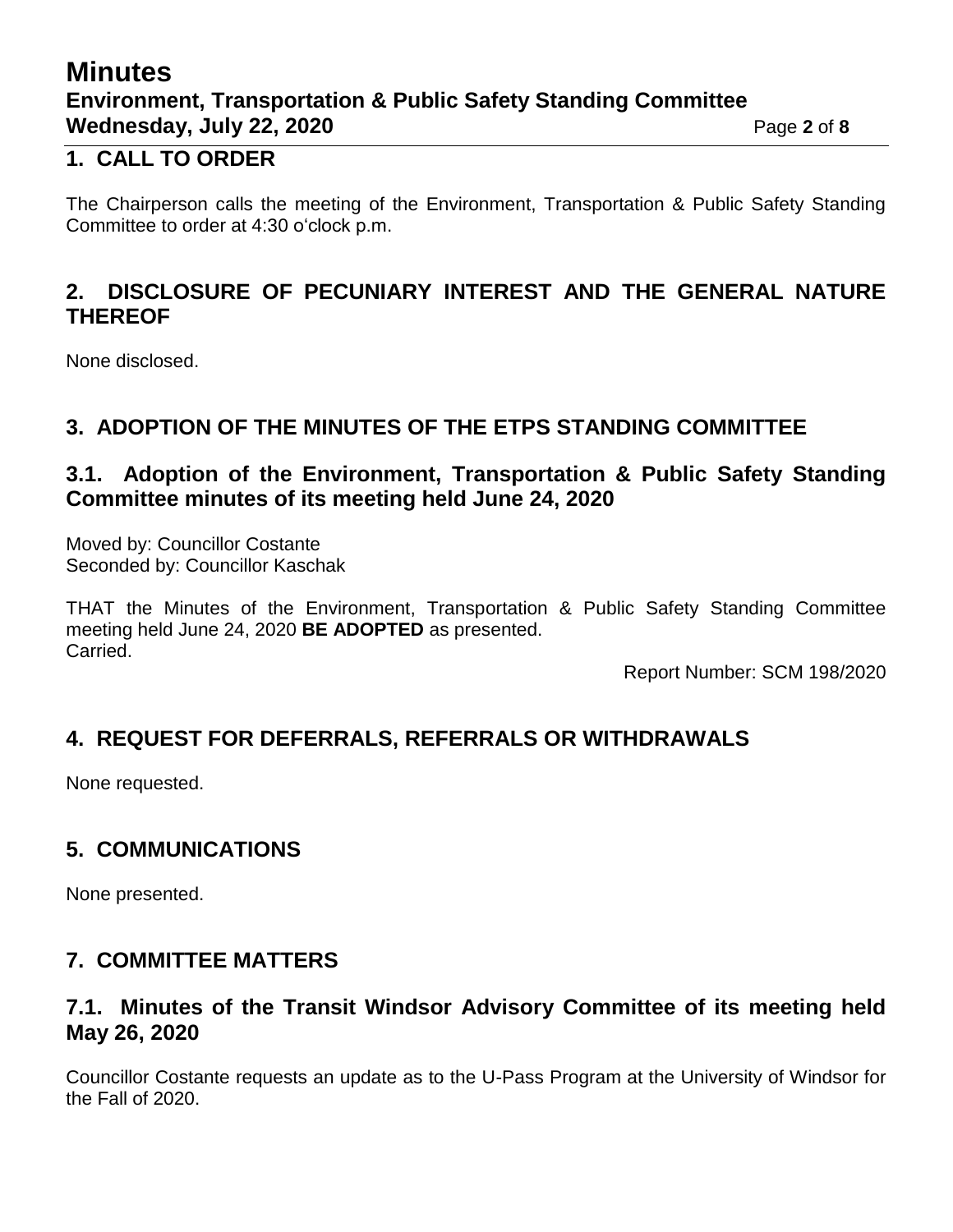## 1. CALL TO ORDER

The Chairperson calls the meeting of the Environment, Transportation & Public Safety Standing Committee to order at 4:30 o'clock p.m.

## 2. DISCLOSURE OF PECUNIARY INTEREST AND THE GENERAL NATURE THEREOF

None disclosed.

## 3. ADOPTION OF THE MINUTES OF THE ETPS STANDING COMMITTEE

### 3.1. Adoption of the Environment, Transportation & Public Safety Standing Committee minutes of its meeting held June 24, 2020

Moved by: Councillor Costante
Seconded by: Councillor Kaschak

THAT the Minutes of the Environment, Transportation & Public Safety Standing Committee meeting held June 24, 2020 **BE ADOPTED** as presented.
Carried.

Report Number: SCM 198/2020

## 4. REQUEST FOR DEFERRALS, REFERRALS OR WITHDRAWALS

None requested.

## 5. COMMUNICATIONS

None presented.

## 7. COMMITTEE MATTERS

### 7.1. Minutes of the Transit Windsor Advisory Committee of its meeting held May 26, 2020

Councillor Costante requests an update as to the U-Pass Program at the University of Windsor for the Fall of 2020.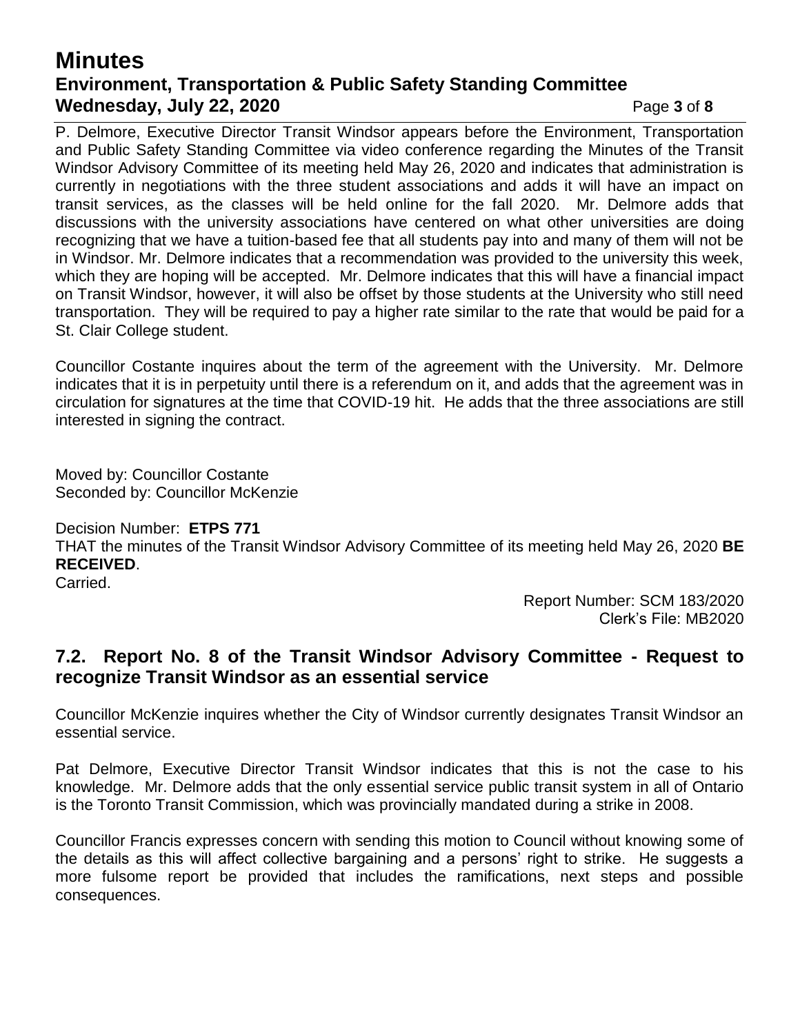P. Delmore, Executive Director Transit Windsor appears before the Environment, Transportation and Public Safety Standing Committee via video conference regarding the Minutes of the Transit Windsor Advisory Committee of its meeting held May 26, 2020 and indicates that administration is currently in negotiations with the three student associations and adds it will have an impact on transit services, as the classes will be held online for the fall 2020. Mr. Delmore adds that discussions with the university associations have centered on what other universities are doing recognizing that we have a tuition-based fee that all students pay into and many of them will not be in Windsor. Mr. Delmore indicates that a recommendation was provided to the university this week, which they are hoping will be accepted. Mr. Delmore indicates that this will have a financial impact on Transit Windsor, however, it will also be offset by those students at the University who still need transportation. They will be required to pay a higher rate similar to the rate that would be paid for a St. Clair College student.

Councillor Costante inquires about the term of the agreement with the University. Mr. Delmore indicates that it is in perpetuity until there is a referendum on it, and adds that the agreement was in circulation for signatures at the time that COVID-19 hit. He adds that the three associations are still interested in signing the contract.

Moved by: Councillor Costante
Seconded by: Councillor McKenzie

Decision Number: **ETPS 771**
THAT the minutes of the Transit Windsor Advisory Committee of its meeting held May 26, 2020 **BE RECEIVED**.
Carried.

Report Number: SCM 183/2020
Clerk's File: MB2020

## 7.2. Report No. 8 of the Transit Windsor Advisory Committee - Request to recognize Transit Windsor as an essential service

Councillor McKenzie inquires whether the City of Windsor currently designates Transit Windsor an essential service.

Pat Delmore, Executive Director Transit Windsor indicates that this is not the case to his knowledge. Mr. Delmore adds that the only essential service public transit system in all of Ontario is the Toronto Transit Commission, which was provincially mandated during a strike in 2008.

Councillor Francis expresses concern with sending this motion to Council without knowing some of the details as this will affect collective bargaining and a persons' right to strike. He suggests a more fulsome report be provided that includes the ramifications, next steps and possible consequences.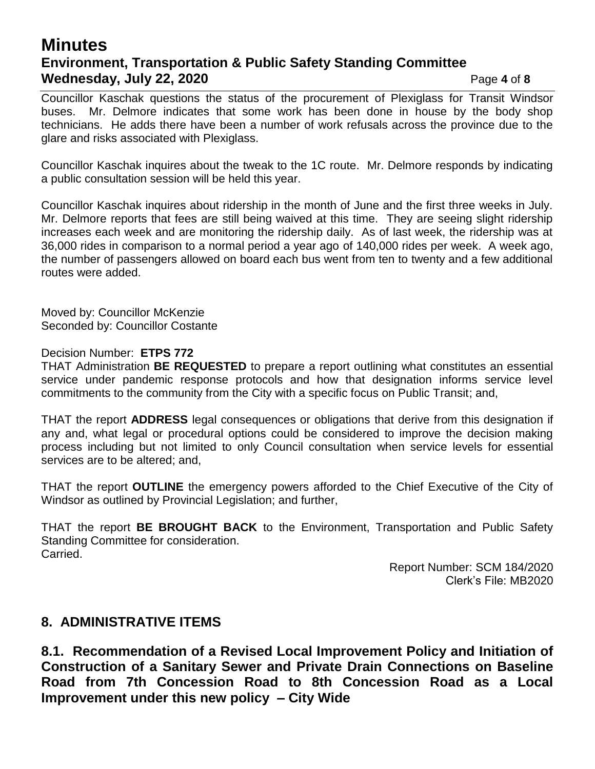Councillor Kaschak questions the status of the procurement of Plexiglass for Transit Windsor buses. Mr. Delmore indicates that some work has been done in house by the body shop technicians. He adds there have been a number of work refusals across the province due to the glare and risks associated with Plexiglass.

Councillor Kaschak inquires about the tweak to the 1C route. Mr. Delmore responds by indicating a public consultation session will be held this year.

Councillor Kaschak inquires about ridership in the month of June and the first three weeks in July. Mr. Delmore reports that fees are still being waived at this time. They are seeing slight ridership increases each week and are monitoring the ridership daily. As of last week, the ridership was at 36,000 rides in comparison to a normal period a year ago of 140,000 rides per week. A week ago, the number of passengers allowed on board each bus went from ten to twenty and a few additional routes were added.

Moved by: Councillor McKenzie
Seconded by: Councillor Costante

Decision Number: **ETPS 772**
THAT Administration **BE REQUESTED** to prepare a report outlining what constitutes an essential service under pandemic response protocols and how that designation informs service level commitments to the community from the City with a specific focus on Public Transit; and,

THAT the report **ADDRESS** legal consequences or obligations that derive from this designation if any and, what legal or procedural options could be considered to improve the decision making process including but not limited to only Council consultation when service levels for essential services are to be altered; and,

THAT the report **OUTLINE** the emergency powers afforded to the Chief Executive of the City of Windsor as outlined by Provincial Legislation; and further,

THAT the report **BE BROUGHT BACK** to the Environment, Transportation and Public Safety Standing Committee for consideration.
Carried.

Report Number: SCM 184/2020
Clerk's File: MB2020

## 8. ADMINISTRATIVE ITEMS

### 8.1. Recommendation of a Revised Local Improvement Policy and Initiation of Construction of a Sanitary Sewer and Private Drain Connections on Baseline Road from 7th Concession Road to 8th Concession Road as a Local Improvement under this new policy – City Wide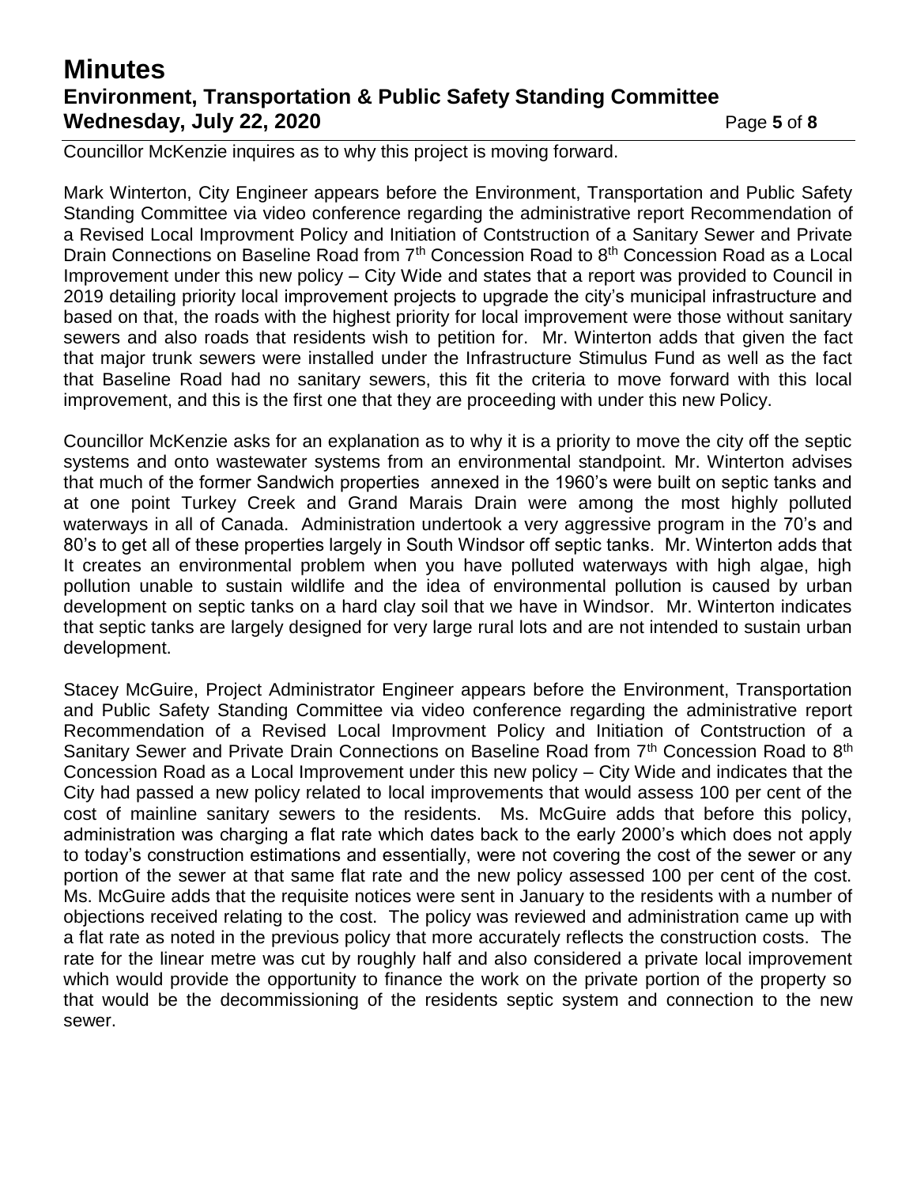Councillor McKenzie inquires as to why this project is moving forward.

Mark Winterton, City Engineer appears before the Environment, Transportation and Public Safety Standing Committee via video conference regarding the administrative report Recommendation of a Revised Local Improvment Policy and Initiation of Contstruction of a Sanitary Sewer and Private Drain Connections on Baseline Road from 7th Concession Road to 8th Concession Road as a Local Improvement under this new policy – City Wide and states that a report was provided to Council in 2019 detailing priority local improvement projects to upgrade the city's municipal infrastructure and based on that, the roads with the highest priority for local improvement were those without sanitary sewers and also roads that residents wish to petition for. Mr. Winterton adds that given the fact that major trunk sewers were installed under the Infrastructure Stimulus Fund as well as the fact that Baseline Road had no sanitary sewers, this fit the criteria to move forward with this local improvement, and this is the first one that they are proceeding with under this new Policy.

Councillor McKenzie asks for an explanation as to why it is a priority to move the city off the septic systems and onto wastewater systems from an environmental standpoint. Mr. Winterton advises that much of the former Sandwich properties annexed in the 1960's were built on septic tanks and at one point Turkey Creek and Grand Marais Drain were among the most highly polluted waterways in all of Canada. Administration undertook a very aggressive program in the 70's and 80's to get all of these properties largely in South Windsor off septic tanks. Mr. Winterton adds that It creates an environmental problem when you have polluted waterways with high algae, high pollution unable to sustain wildlife and the idea of environmental pollution is caused by urban development on septic tanks on a hard clay soil that we have in Windsor. Mr. Winterton indicates that septic tanks are largely designed for very large rural lots and are not intended to sustain urban development.

Stacey McGuire, Project Administrator Engineer appears before the Environment, Transportation and Public Safety Standing Committee via video conference regarding the administrative report Recommendation of a Revised Local Improvment Policy and Initiation of Contstruction of a Sanitary Sewer and Private Drain Connections on Baseline Road from 7th Concession Road to 8th Concession Road as a Local Improvement under this new policy – City Wide and indicates that the City had passed a new policy related to local improvements that would assess 100 per cent of the cost of mainline sanitary sewers to the residents. Ms. McGuire adds that before this policy, administration was charging a flat rate which dates back to the early 2000's which does not apply to today's construction estimations and essentially, were not covering the cost of the sewer or any portion of the sewer at that same flat rate and the new policy assessed 100 per cent of the cost. Ms. McGuire adds that the requisite notices were sent in January to the residents with a number of objections received relating to the cost. The policy was reviewed and administration came up with a flat rate as noted in the previous policy that more accurately reflects the construction costs. The rate for the linear metre was cut by roughly half and also considered a private local improvement which would provide the opportunity to finance the work on the private portion of the property so that would be the decommissioning of the residents septic system and connection to the new sewer.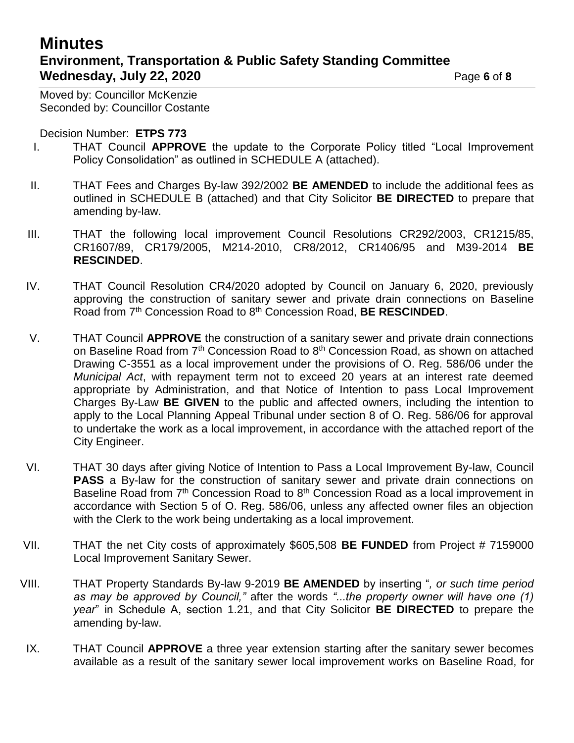Moved by: Councillor McKenzie
Seconded by: Councillor Costante

Decision Number: **ETPS 773**

I. THAT Council **APPROVE** the update to the Corporate Policy titled "Local Improvement Policy Consolidation" as outlined in SCHEDULE A (attached).

II. THAT Fees and Charges By-law 392/2002 **BE AMENDED** to include the additional fees as outlined in SCHEDULE B (attached) and that City Solicitor **BE DIRECTED** to prepare that amending by-law.

III. THAT the following local improvement Council Resolutions CR292/2003, CR1215/85, CR1607/89, CR179/2005, M214-2010, CR8/2012, CR1406/95 and M39-2014 **BE RESCINDED**.

IV. THAT Council Resolution CR4/2020 adopted by Council on January 6, 2020, previously approving the construction of sanitary sewer and private drain connections on Baseline Road from 7th Concession Road to 8th Concession Road, **BE RESCINDED**.

V. THAT Council **APPROVE** the construction of a sanitary sewer and private drain connections on Baseline Road from 7th Concession Road to 8th Concession Road, as shown on attached Drawing C-3551 as a local improvement under the provisions of O. Reg. 586/06 under the *Municipal Act*, with repayment term not to exceed 20 years at an interest rate deemed appropriate by Administration, and that Notice of Intention to pass Local Improvement Charges By-Law **BE GIVEN** to the public and affected owners, including the intention to apply to the Local Planning Appeal Tribunal under section 8 of O. Reg. 586/06 for approval to undertake the work as a local improvement, in accordance with the attached report of the City Engineer.

VI. THAT 30 days after giving Notice of Intention to Pass a Local Improvement By-law, Council **PASS** a By-law for the construction of sanitary sewer and private drain connections on Baseline Road from 7th Concession Road to 8th Concession Road as a local improvement in accordance with Section 5 of O. Reg. 586/06, unless any affected owner files an objection with the Clerk to the work being undertaking as a local improvement.

VII. THAT the net City costs of approximately $605,508 **BE FUNDED** from Project # 7159000 Local Improvement Sanitary Sewer.

VIII. THAT Property Standards By-law 9-2019 **BE AMENDED** by inserting "*, or such time period as may be approved by Council,*" after the words *"...the property owner will have one (1) year*" in Schedule A, section 1.21, and that City Solicitor **BE DIRECTED** to prepare the amending by-law.

IX. THAT Council **APPROVE** a three year extension starting after the sanitary sewer becomes available as a result of the sanitary sewer local improvement works on Baseline Road, for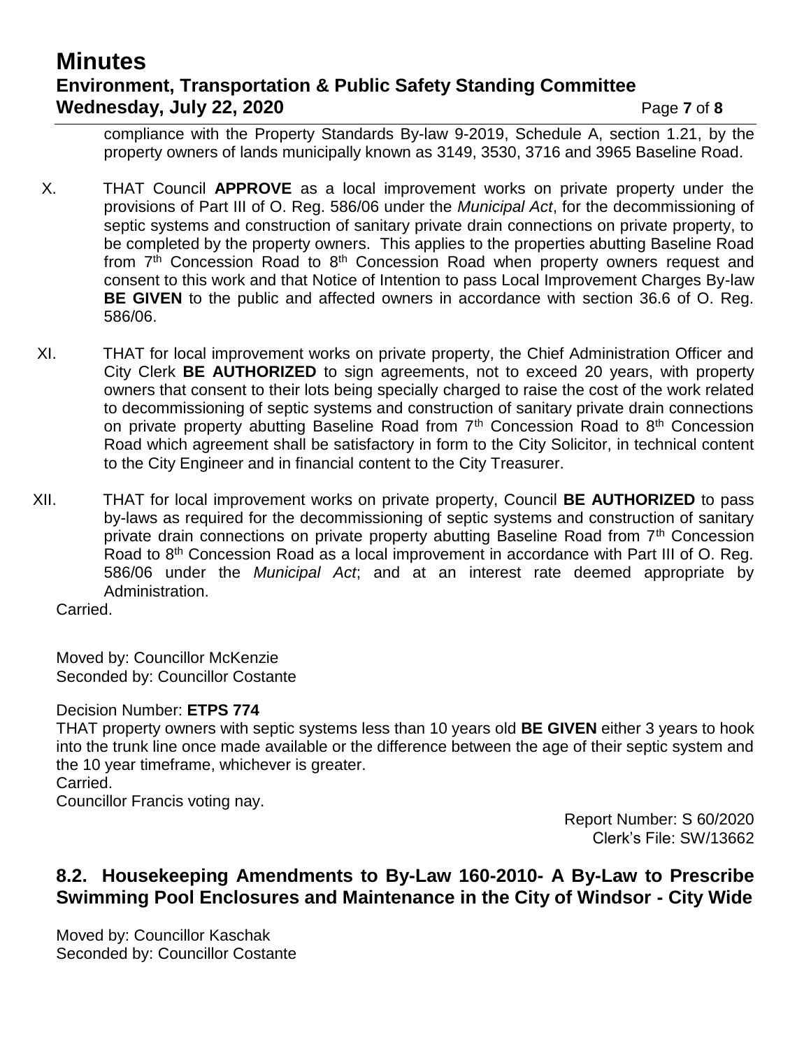compliance with the Property Standards By-law 9-2019, Schedule A, section 1.21, by the property owners of lands municipally known as 3149, 3530, 3716 and 3965 Baseline Road.

X. THAT Council **APPROVE** as a local improvement works on private property under the provisions of Part III of O. Reg. 586/06 under the *Municipal Act*, for the decommissioning of septic systems and construction of sanitary private drain connections on private property, to be completed by the property owners. This applies to the properties abutting Baseline Road from 7th Concession Road to 8th Concession Road when property owners request and consent to this work and that Notice of Intention to pass Local Improvement Charges By-law **BE GIVEN** to the public and affected owners in accordance with section 36.6 of O. Reg. 586/06.

XI. THAT for local improvement works on private property, the Chief Administration Officer and City Clerk **BE AUTHORIZED** to sign agreements, not to exceed 20 years, with property owners that consent to their lots being specially charged to raise the cost of the work related to decommissioning of septic systems and construction of sanitary private drain connections on private property abutting Baseline Road from 7th Concession Road to 8th Concession Road which agreement shall be satisfactory in form to the City Solicitor, in technical content to the City Engineer and in financial content to the City Treasurer.

XII. THAT for local improvement works on private property, Council **BE AUTHORIZED** to pass by-laws as required for the decommissioning of septic systems and construction of sanitary private drain connections on private property abutting Baseline Road from 7th Concession Road to 8th Concession Road as a local improvement in accordance with Part III of O. Reg. 586/06 under the *Municipal Act*; and at an interest rate deemed appropriate by Administration.

Carried.

Moved by: Councillor McKenzie
Seconded by: Councillor Costante

Decision Number: **ETPS 774**
THAT property owners with septic systems less than 10 years old **BE GIVEN** either 3 years to hook into the trunk line once made available or the difference between the age of their septic system and the 10 year timeframe, whichever is greater.
Carried.
Councillor Francis voting nay.

Report Number: S 60/2020
Clerk's File: SW/13662

## 8.2. Housekeeping Amendments to By-Law 160-2010- A By-Law to Prescribe Swimming Pool Enclosures and Maintenance in the City of Windsor - City Wide

Moved by: Councillor Kaschak
Seconded by: Councillor Costante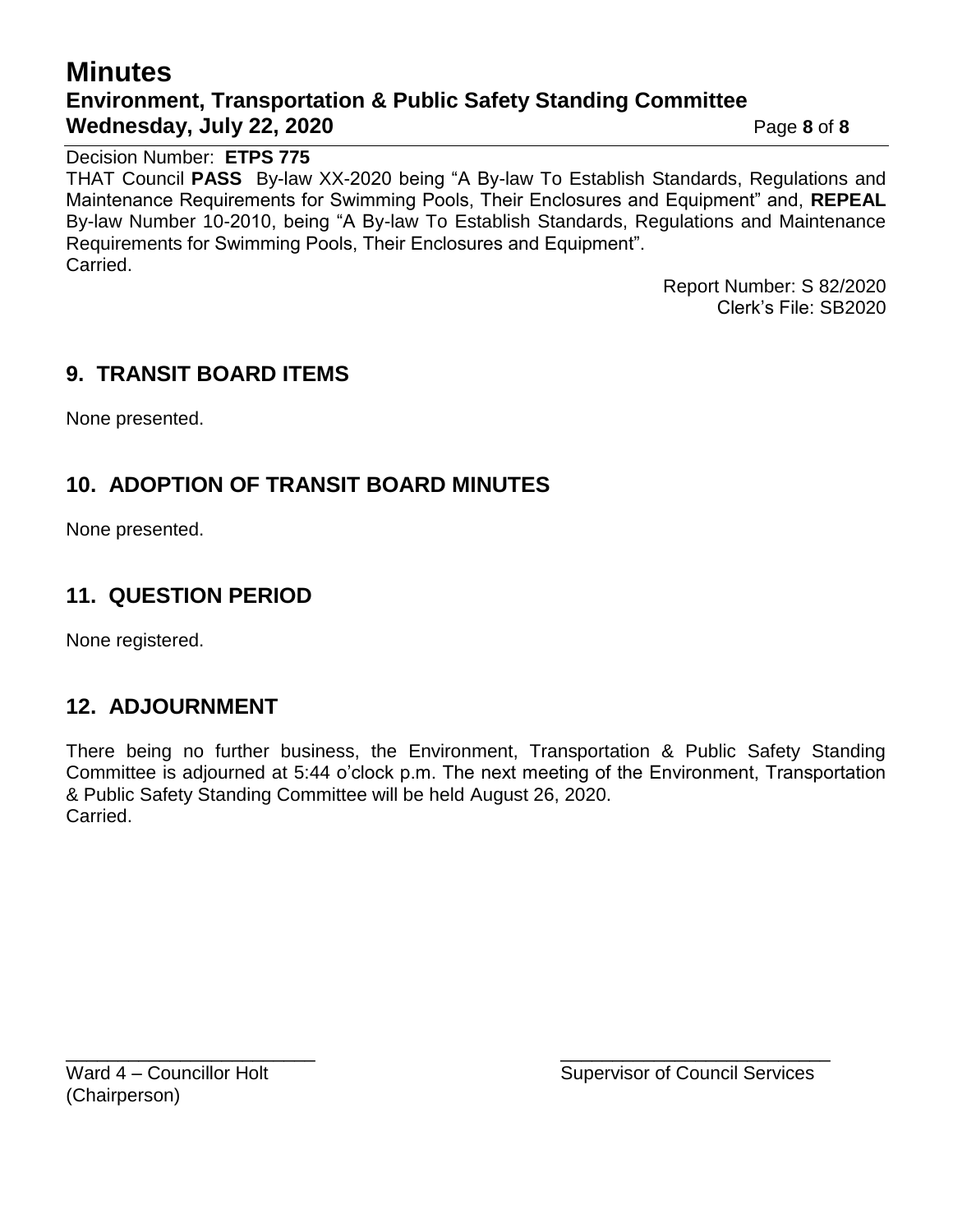Decision Number: **ETPS 775**

THAT Council **PASS** By-law XX-2020 being "A By-law To Establish Standards, Regulations and Maintenance Requirements for Swimming Pools, Their Enclosures and Equipment" and, **REPEAL** By-law Number 10-2010, being "A By-law To Establish Standards, Regulations and Maintenance Requirements for Swimming Pools, Their Enclosures and Equipment".
Carried.

Report Number: S 82/2020
Clerk's File: SB2020

## 9. TRANSIT BOARD ITEMS

None presented.

## 10. ADOPTION OF TRANSIT BOARD MINUTES

None presented.

## 11. QUESTION PERIOD

None registered.

## 12. ADJOURNMENT

There being no further business, the Environment, Transportation & Public Safety Standing Committee is adjourned at 5:44 o'clock p.m. The next meeting of the Environment, Transportation & Public Safety Standing Committee will be held August 26, 2020.
Carried.

________________________
Ward 4 – Councillor Holt
(Chairperson)

________________________
Supervisor of Council Services